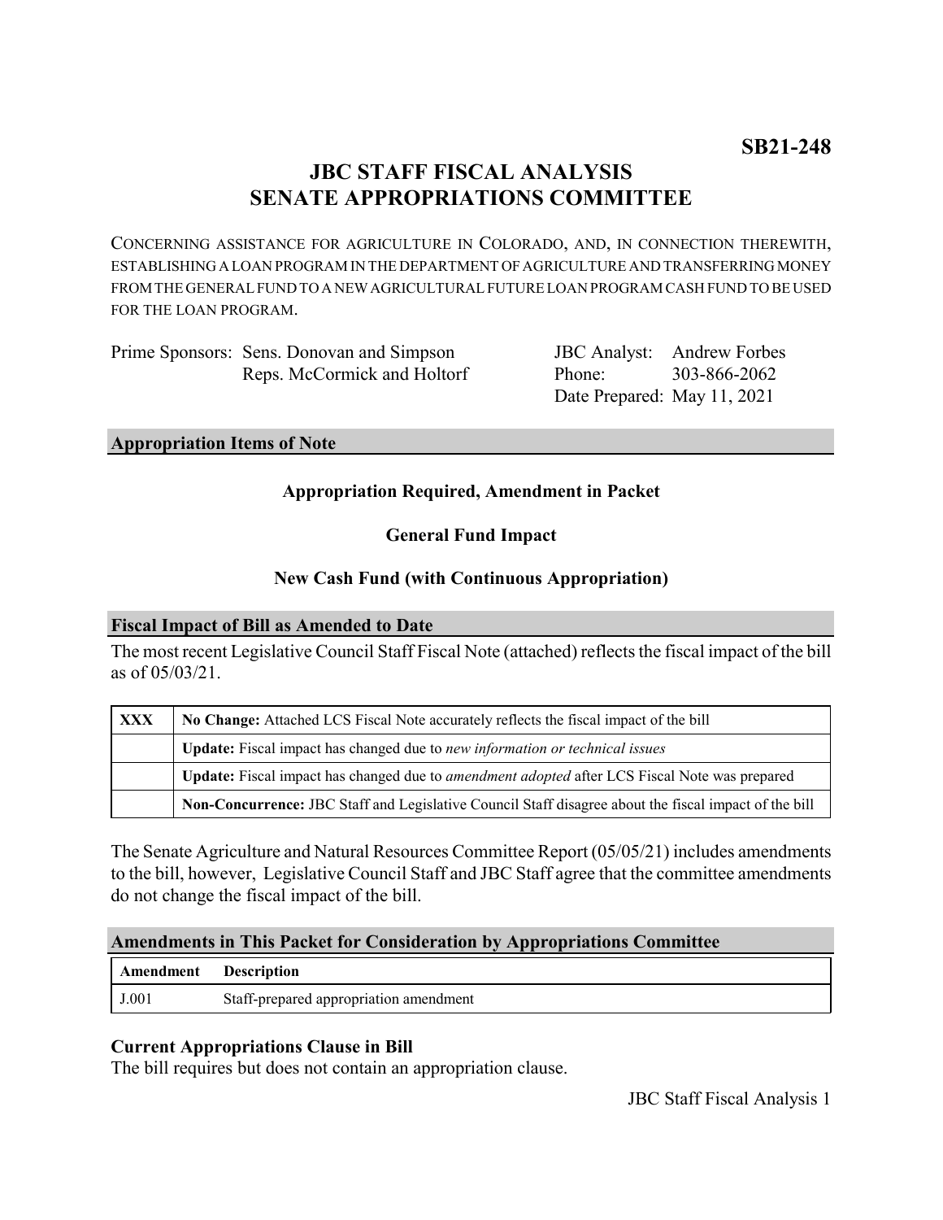**SB21-248**

# JBC STAFF FISCAL ANALYSIS
# SENATE APPROPRIATIONS COMMITTEE

CONCERNING ASSISTANCE FOR AGRICULTURE IN COLORADO, AND, IN CONNECTION THEREWITH, ESTABLISHING A LOAN PROGRAM IN THE DEPARTMENT OF AGRICULTURE AND TRANSFERRING MONEY FROM THE GENERAL FUND TO A NEW AGRICULTURAL FUTURE LOAN PROGRAM CASH FUND TO BE USED FOR THE LOAN PROGRAM.

Prime Sponsors: Sens. Donovan and Simpson
Reps. McCormick and Holtorf

JBC Analyst: Andrew Forbes
Phone: 303-866-2062
Date Prepared: May 11, 2021

## Appropriation Items of Note

**Appropriation Required, Amendment in Packet**

**General Fund Impact**

**New Cash Fund (with Continuous Appropriation)**

## Fiscal Impact of Bill as Amended to Date

The most recent Legislative Council Staff Fiscal Note (attached) reflects the fiscal impact of the bill as of 05/03/21.

| | |
|---|---|
| XXX | **No Change:** Attached LCS Fiscal Note accurately reflects the fiscal impact of the bill |
| | **Update:** Fiscal impact has changed due to *new information or technical issues* |
| | **Update:** Fiscal impact has changed due to *amendment adopted* after LCS Fiscal Note was prepared |
| | **Non-Concurrence:** JBC Staff and Legislative Council Staff disagree about the fiscal impact of the bill |

The Senate Agriculture and Natural Resources Committee Report (05/05/21) includes amendments to the bill, however, Legislative Council Staff and JBC Staff agree that the committee amendments do not change the fiscal impact of the bill.

## Amendments in This Packet for Consideration by Appropriations Committee

| Amendment | Description |
|---|---|
| J.001 | Staff-prepared appropriation amendment |

### Current Appropriations Clause in Bill

The bill requires but does not contain an appropriation clause.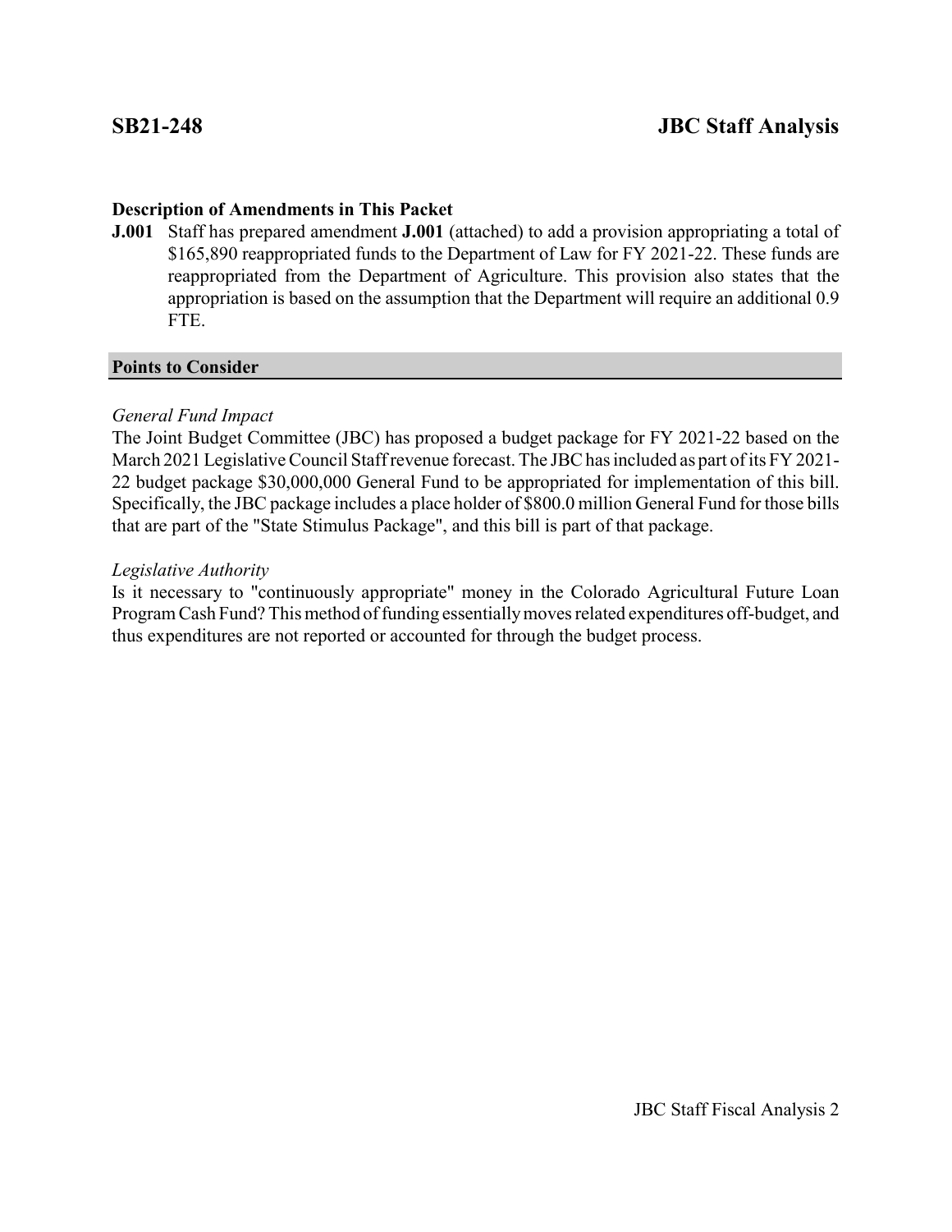# SB21-248 JBC Staff Analysis

**Description of Amendments in This Packet**

**J.001** Staff has prepared amendment **J.001** (attached) to add a provision appropriating a total of $165,890 reappropriated funds to the Department of Law for FY 2021-22. These funds are reappropriated from the Department of Agriculture. This provision also states that the appropriation is based on the assumption that the Department will require an additional 0.9 FTE.

## Points to Consider

*General Fund Impact*

The Joint Budget Committee (JBC) has proposed a budget package for FY 2021-22 based on the March 2021 Legislative Council Staff revenue forecast. The JBC has included as part of its FY 2021-22 budget package $30,000,000 General Fund to be appropriated for implementation of this bill. Specifically, the JBC package includes a place holder of $800.0 million General Fund for those bills that are part of the "State Stimulus Package", and this bill is part of that package.

*Legislative Authority*

Is it necessary to "continuously appropriate" money in the Colorado Agricultural Future Loan Program Cash Fund? This method of funding essentially moves related expenditures off-budget, and thus expenditures are not reported or accounted for through the budget process.